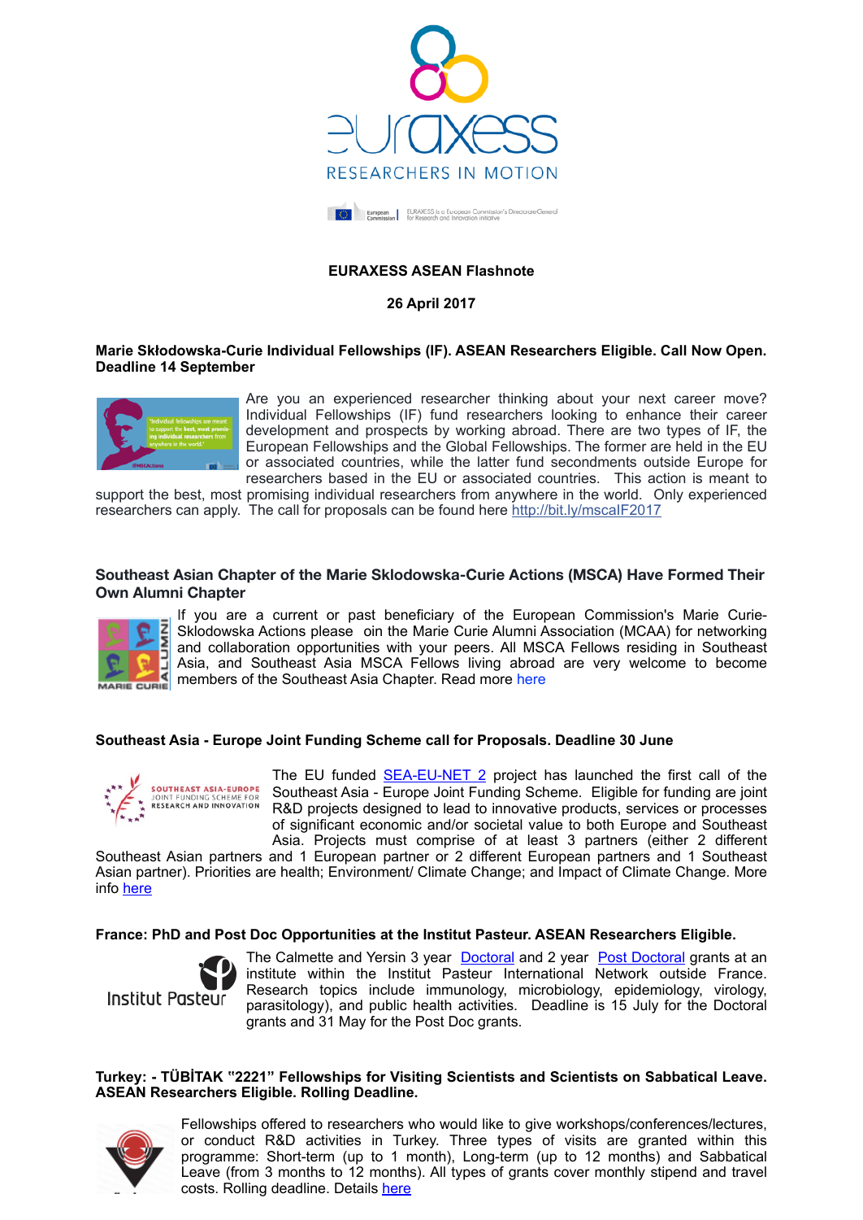# EURAXESS ASEAN Flashnote

**26 April 2017**

### Marie Skłodowska-Curie Individual Fellowships (IF). ASEAN Researchers Eligible. Call Now Open. Deadline 14 September

Are you an experienced researcher thinking about your next career move? Individual Fellowships (IF) fund researchers looking to enhance their career development and prospects by working abroad. There are two types of IF, the European Fellowships and the Global Fellowships. The former are held in the EU or associated countries, while the latter fund secondments outside Europe for researchers based in the EU or associated countries. This action is meant to support the best, most promising individual researchers from anywhere in the world. Only experienced researchers can apply. The call for proposals can be found here http://bit.ly/mscaIF2017

### Southeast Asian Chapter of the Marie Sklodowska-Curie Actions (MSCA) Have Formed Their Own Alumni Chapter

If you are a current or past beneficiary of the European Commission's Marie Curie-Sklodowska Actions please oin the Marie Curie Alumni Association (MCAA) for networking and collaboration opportunities with your peers. All MSCA Fellows residing in Southeast Asia, and Southeast Asia MSCA Fellows living abroad are very welcome to become members of the Southeast Asia Chapter. Read more here

### Southeast Asia - Europe Joint Funding Scheme call for Proposals. Deadline 30 June

The EU funded SEA-EU-NET 2 project has launched the first call of the Southeast Asia - Europe Joint Funding Scheme. Eligible for funding are joint R&D projects designed to lead to innovative products, services or processes of significant economic and/or societal value to both Europe and Southeast Asia. Projects must comprise of at least 3 partners (either 2 different Southeast Asian partners and 1 European partner or 2 different European partners and 1 Southeast Asian partner). Priorities are health; Environment/ Climate Change; and Impact of Climate Change. More info here

### France: PhD and Post Doc Opportunities at the Institut Pasteur. ASEAN Researchers Eligible.

The Calmette and Yersin 3 year Doctoral and 2 year Post Doctoral grants at an institute within the Institut Pasteur International Network outside France. Research topics include immunology, microbiology, epidemiology, virology, parasitology), and public health activities. Deadline is 15 July for the Doctoral grants and 31 May for the Post Doc grants.

### Turkey: - TÜBİTAK "2221" Fellowships for Visiting Scientists and Scientists on Sabbatical Leave. ASEAN Researchers Eligible. Rolling Deadline.

Fellowships offered to researchers who would like to give workshops/conferences/lectures, or conduct R&D activities in Turkey. Three types of visits are granted within this programme: Short-term (up to 1 month), Long-term (up to 12 months) and Sabbatical Leave (from 3 months to 12 months). All types of grants cover monthly stipend and travel costs. Rolling deadline. Details here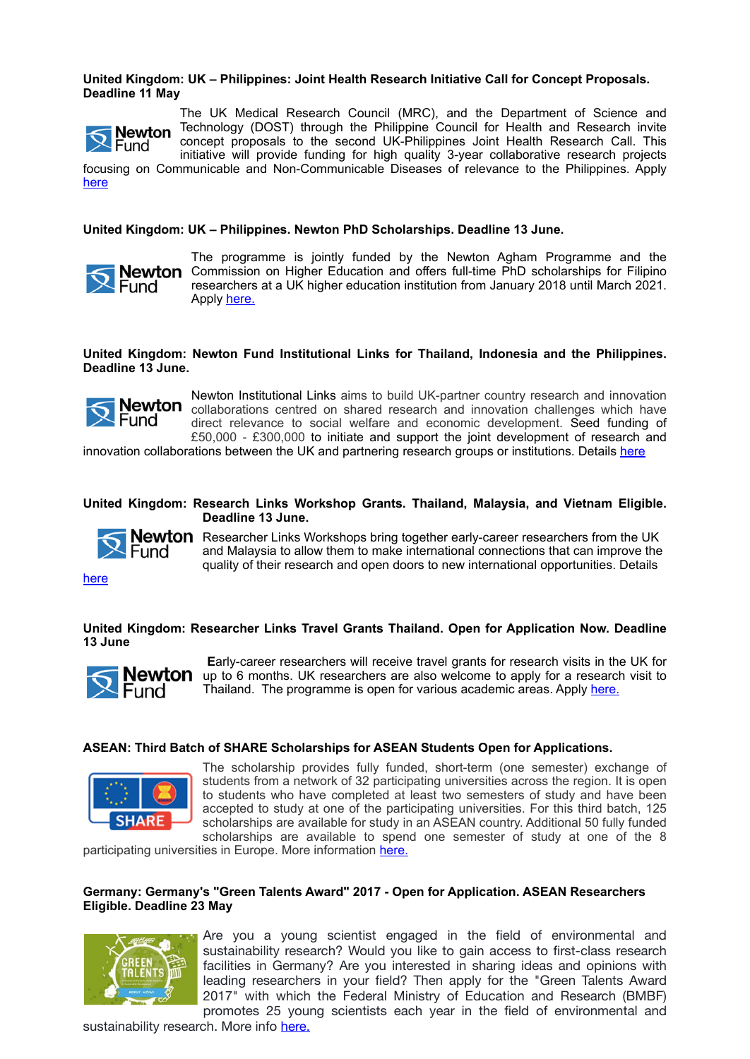**United Kingdom: UK – Philippines: Joint Health Research Initiative Call for Concept Proposals. Deadline 11 May**

The UK Medical Research Council (MRC), and the Department of Science and Technology (DOST) through the Philippine Council for Health and Research invite concept proposals to the second UK-Philippines Joint Health Research Call. This initiative will provide funding for high quality 3-year collaborative research projects focusing on Communicable and Non-Communicable Diseases of relevance to the Philippines. Apply here

**United Kingdom: UK – Philippines. Newton PhD Scholarships. Deadline 13 June.**

The programme is jointly funded by the Newton Agham Programme and the Commission on Higher Education and offers full-time PhD scholarships for Filipino researchers at a UK higher education institution from January 2018 until March 2021. Apply here.

**United Kingdom: Newton Fund Institutional Links for Thailand, Indonesia and the Philippines. Deadline 13 June.**

Newton Institutional Links aims to build UK-partner country research and innovation collaborations centred on shared research and innovation challenges which have direct relevance to social welfare and economic development. Seed funding of £50,000 - £300,000 to initiate and support the joint development of research and innovation collaborations between the UK and partnering research groups or institutions. Details here

**United Kingdom: Research Links Workshop Grants. Thailand, Malaysia, and Vietnam Eligible. Deadline 13 June.**

Researcher Links Workshops bring together early-career researchers from the UK and Malaysia to allow them to make international connections that can improve the quality of their research and open doors to new international opportunities. Details here

**United Kingdom: Researcher Links Travel Grants Thailand. Open for Application Now. Deadline 13 June**

Early-career researchers will receive travel grants for research visits in the UK for up to 6 months. UK researchers are also welcome to apply for a research visit to Thailand. The programme is open for various academic areas. Apply here.

**ASEAN: Third Batch of SHARE Scholarships for ASEAN Students Open for Applications.**

The scholarship provides fully funded, short-term (one semester) exchange of students from a network of 32 participating universities across the region. It is open to students who have completed at least two semesters of study and have been accepted to study at one of the participating universities. For this third batch, 125 scholarships are available for study in an ASEAN country. Additional 50 fully funded scholarships are available to spend one semester of study at one of the 8 participating universities in Europe. More information here.

**Germany: Germany's "Green Talents Award" 2017 - Open for Application. ASEAN Researchers Eligible. Deadline 23 May**

Are you a young scientist engaged in the field of environmental and sustainability research? Would you like to gain access to first-class research facilities in Germany? Are you interested in sharing ideas and opinions with leading researchers in your field? Then apply for the "Green Talents Award 2017" with which the Federal Ministry of Education and Research (BMBF) promotes 25 young scientists each year in the field of environmental and sustainability research. More info here.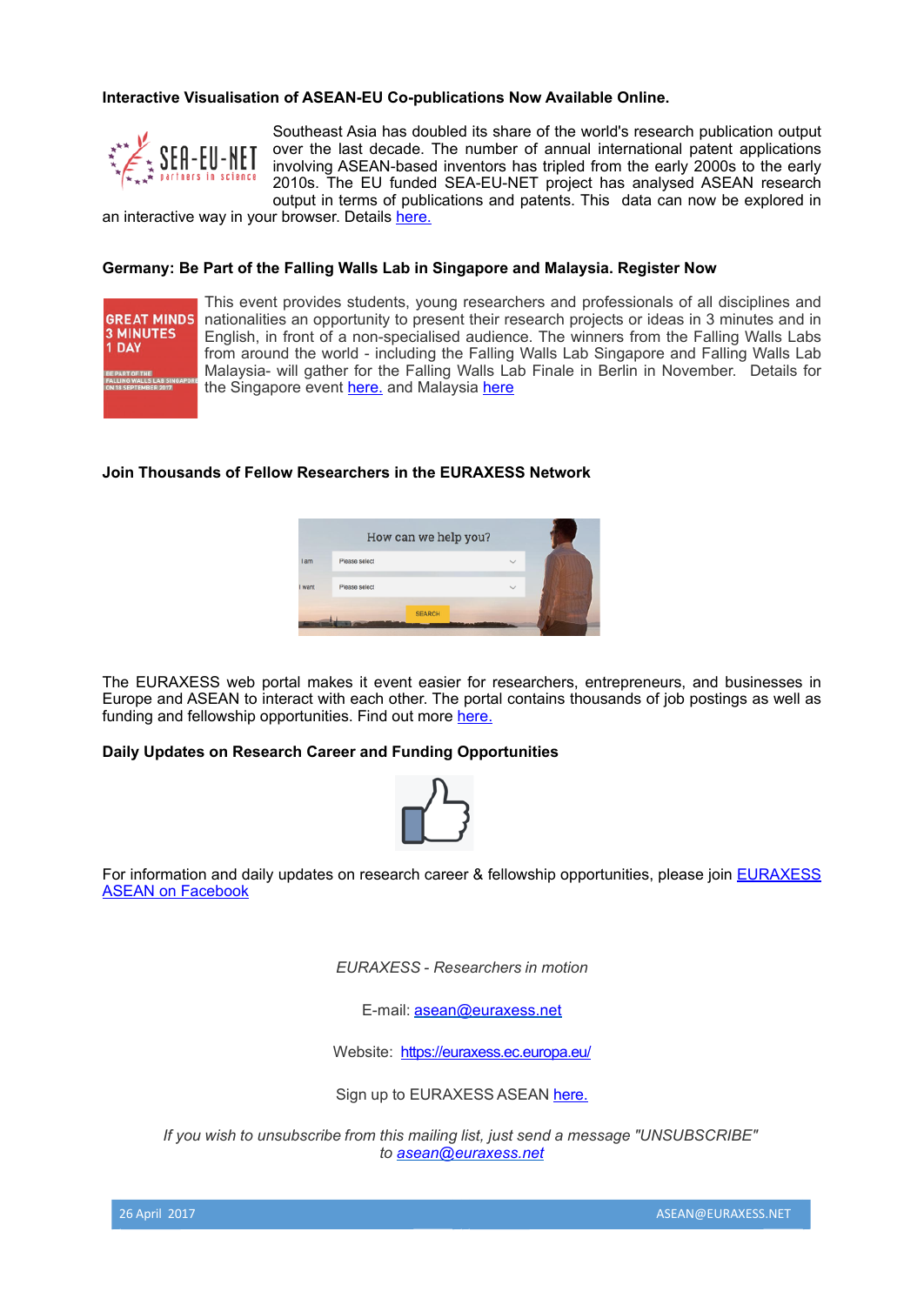**Interactive Visualisation of ASEAN-EU Co-publications Now Available Online.**

Southeast Asia has doubled its share of the world's research publication output over the last decade. The number of annual international patent applications involving ASEAN-based inventors has tripled from the early 2000s to the early 2010s. The EU funded SEA-EU-NET project has analysed ASEAN research output in terms of publications and patents. This data can now be explored in an interactive way in your browser. Details here.

**Germany: Be Part of the Falling Walls Lab in Singapore and Malaysia. Register Now**

This event provides students, young researchers and professionals of all disciplines and nationalities an opportunity to present their research projects or ideas in 3 minutes and in English, in front of a non-specialised audience. The winners from the Falling Walls Labs from around the world - including the Falling Walls Lab Singapore and Falling Walls Lab Malaysia- will gather for the Falling Walls Lab Finale in Berlin in November. Details for the Singapore event here. and Malaysia here

**Join Thousands of Fellow Researchers in the EURAXESS Network**

The EURAXESS web portal makes it event easier for researchers, entrepreneurs, and businesses in Europe and ASEAN to interact with each other. The portal contains thousands of job postings as well as funding and fellowship opportunities. Find out more here.

**Daily Updates on Research Career and Funding Opportunities**

For information and daily updates on research career & fellowship opportunities, please join EURAXESS ASEAN on Facebook

*EURAXESS - Researchers in motion*

E-mail: asean@euraxess.net

Website: https://euraxess.ec.europa.eu/

Sign up to EURAXESS ASEAN here.

*If you wish to unsubscribe from this mailing list, just send a message "UNSUBSCRIBE" to asean@euraxess.net*